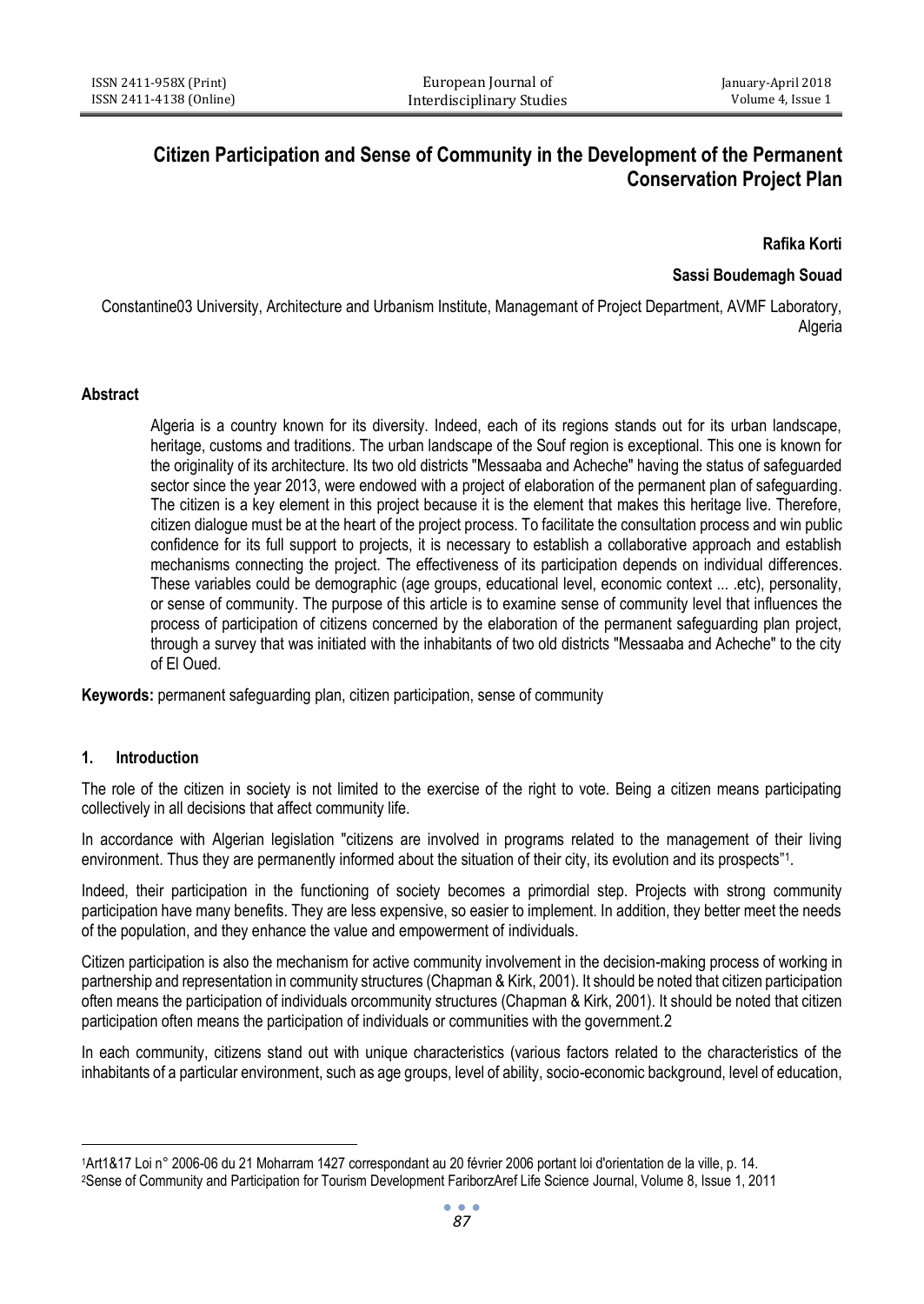# Citizen Participation and Sense of Community in the Development of the Permanent Conservation Project Plan

**Rafika Korti**

**Sassi Boudemagh Souad**

Constantine03 University, Architecture and Urbanism Institute, Managemant of Project Department, AVMF Laboratory, Algeria

## Abstract

Algeria is a country known for its diversity. Indeed, each of its regions stands out for its urban landscape, heritage, customs and traditions. The urban landscape of the Souf region is exceptional. This one is known for the originality of its architecture. Its two old districts "Messaaba and Acheche" having the status of safeguarded sector since the year 2013, were endowed with a project of elaboration of the permanent plan of safeguarding. The citizen is a key element in this project because it is the element that makes this heritage live. Therefore, citizen dialogue must be at the heart of the project process. To facilitate the consultation process and win public confidence for its full support to projects, it is necessary to establish a collaborative approach and establish mechanisms connecting the project. The effectiveness of its participation depends on individual differences. These variables could be demographic (age groups, educational level, economic context ... .etc), personality, or sense of community. The purpose of this article is to examine sense of community level that influences the process of participation of citizens concerned by the elaboration of the permanent safeguarding plan project, through a survey that was initiated with the inhabitants of two old districts "Messaaba and Acheche" to the city of El Oued.

**Keywords:** permanent safeguarding plan, citizen participation, sense of community

## 1. Introduction

The role of the citizen in society is not limited to the exercise of the right to vote. Being a citizen means participating collectively in all decisions that affect community life.

In accordance with Algerian legislation "citizens are involved in programs related to the management of their living environment. Thus they are permanently informed about the situation of their city, its evolution and its prospects"[1].

Indeed, their participation in the functioning of society becomes a primordial step. Projects with strong community participation have many benefits. They are less expensive, so easier to implement. In addition, they better meet the needs of the population, and they enhance the value and empowerment of individuals.

Citizen participation is also the mechanism for active community involvement in the decision-making process of working in partnership and representation in community structures (Chapman & Kirk, 2001). It should be noted that citizen participation often means the participation of individuals orcommunity structures (Chapman & Kirk, 2001). It should be noted that citizen participation often means the participation of individuals or communities with the government.2

In each community, citizens stand out with unique characteristics (various factors related to the characteristics of the inhabitants of a particular environment, such as age groups, level of ability, socio-economic background, level of education,

---

[1] Art1&17 Loi n° 2006-06 du 21 Moharram 1427 correspondant au 20 février 2006 portant loi d'orientation de la ville, p. 14.

[2] Sense of Community and Participation for Tourism Development FariborzAref Life Science Journal, Volume 8, Issue 1, 2011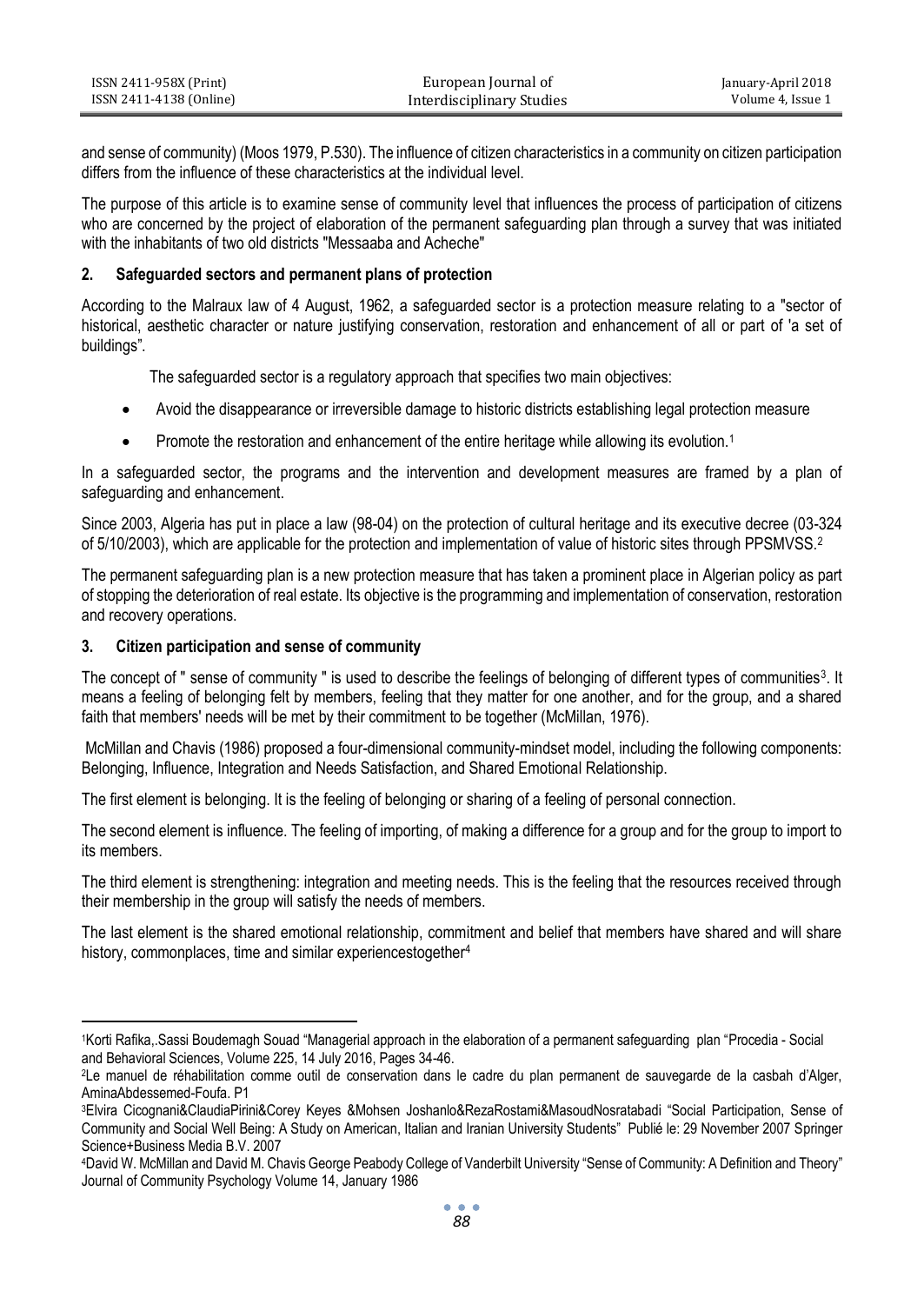and sense of community) (Moos 1979, P.530). The influence of citizen characteristics in a community on citizen participation differs from the influence of these characteristics at the individual level.

The purpose of this article is to examine sense of community level that influences the process of participation of citizens who are concerned by the project of elaboration of the permanent safeguarding plan through a survey that was initiated with the inhabitants of two old districts "Messaaba and Acheche"

## 2. Safeguarded sectors and permanent plans of protection

According to the Malraux law of 4 August, 1962, a safeguarded sector is a protection measure relating to a "sector of historical, aesthetic character or nature justifying conservation, restoration and enhancement of all or part of 'a set of buildings".

The safeguarded sector is a regulatory approach that specifies two main objectives:

- Avoid the disappearance or irreversible damage to historic districts establishing legal protection measure
- Promote the restoration and enhancement of the entire heritage while allowing its evolution.[1]

In a safeguarded sector, the programs and the intervention and development measures are framed by a plan of safeguarding and enhancement.

Since 2003, Algeria has put in place a law (98-04) on the protection of cultural heritage and its executive decree (03-324 of 5/10/2003), which are applicable for the protection and implementation of value of historic sites through PPSMVSS.[2]

The permanent safeguarding plan is a new protection measure that has taken a prominent place in Algerian policy as part of stopping the deterioration of real estate. Its objective is the programming and implementation of conservation, restoration and recovery operations.

## 3. Citizen participation and sense of community

The concept of " sense of community " is used to describe the feelings of belonging of different types of communities[3]. It means a feeling of belonging felt by members, feeling that they matter for one another, and for the group, and a shared faith that members' needs will be met by their commitment to be together (McMillan, 1976).

McMillan and Chavis (1986) proposed a four-dimensional community-mindset model, including the following components: Belonging, Influence, Integration and Needs Satisfaction, and Shared Emotional Relationship.

The first element is belonging. It is the feeling of belonging or sharing of a feeling of personal connection.

The second element is influence. The feeling of importing, of making a difference for a group and for the group to import to its members.

The third element is strengthening: integration and meeting needs. This is the feeling that the resources received through their membership in the group will satisfy the needs of members.

The last element is the shared emotional relationship, commitment and belief that members have shared and will share history, commonplaces, time and similar experiencestogether[4]

---

[1] Korti Rafika,.Sassi Boudemagh Souad "Managerial approach in the elaboration of a permanent safeguarding plan "Procedia - Social and Behavioral Sciences, Volume 225, 14 July 2016, Pages 34-46.

[2] Le manuel de réhabilitation comme outil de conservation dans le cadre du plan permanent de sauvegarde de la casbah d'Alger, AminaAbdessemed-Foufa. P1

[3] Elvira Cicognani&ClaudiaPirini&Corey Keyes &Mohsen Joshanlo&RezaRostami&MasoudNosratabadi "Social Participation, Sense of Community and Social Well Being: A Study on American, Italian and Iranian University Students" Publié le: 29 November 2007 Springer Science+Business Media B.V. 2007

[4] David W. McMillan and David M. Chavis George Peabody College of Vanderbilt University "Sense of Community: A Definition and Theory" Journal of Community Psychology Volume 14, January 1986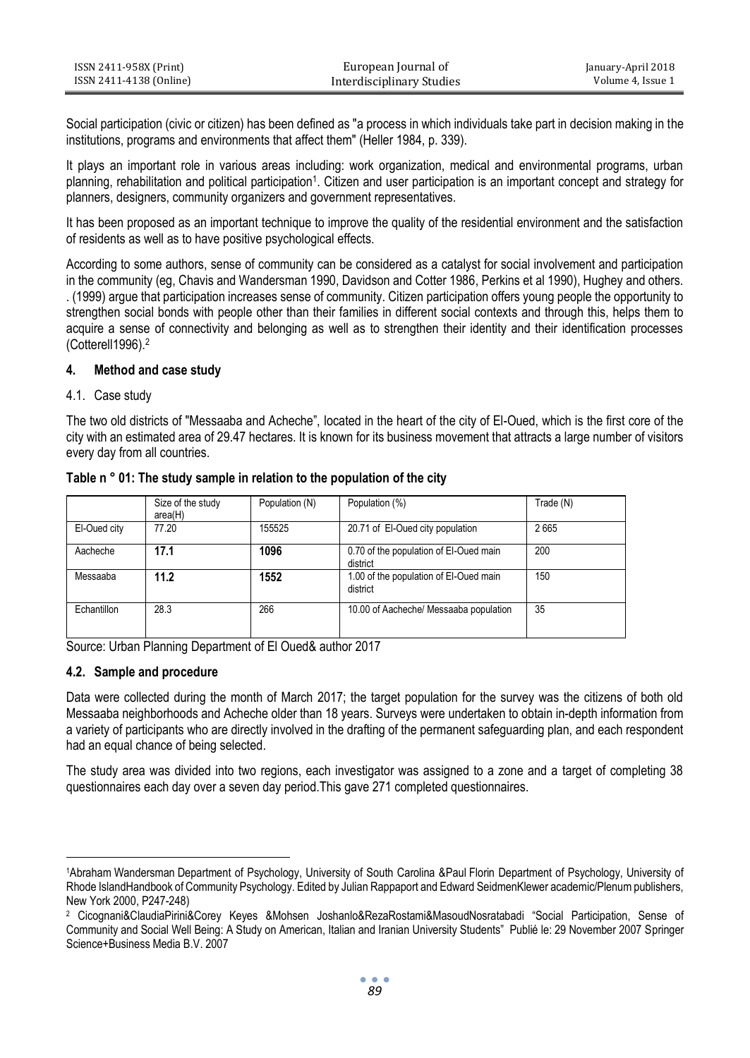Social participation (civic or citizen) has been defined as "a process in which individuals take part in decision making in the institutions, programs and environments that affect them" (Heller 1984, p. 339).

It plays an important role in various areas including: work organization, medical and environmental programs, urban planning, rehabilitation and political participation[1]. Citizen and user participation is an important concept and strategy for planners, designers, community organizers and government representatives.

It has been proposed as an important technique to improve the quality of the residential environment and the satisfaction of residents as well as to have positive psychological effects.

According to some authors, sense of community can be considered as a catalyst for social involvement and participation in the community (eg, Chavis and Wandersman 1990, Davidson and Cotter 1986, Perkins et al 1990), Hughey and others. . (1999) argue that participation increases sense of community. Citizen participation offers young people the opportunity to strengthen social bonds with people other than their families in different social contexts and through this, helps them to acquire a sense of connectivity and belonging as well as to strengthen their identity and their identification processes (Cotterell1996).[2]

## 4. Method and case study

### 4.1. Case study

The two old districts of "Messaaba and Acheche", located in the heart of the city of El-Oued, which is the first core of the city with an estimated area of 29.47 hectares. It is known for its business movement that attracts a large number of visitors every day from all countries.

**Table n ° 01: The study sample in relation to the population of the city**

| | Size of the study area(H) | Population (N) | Population (%) | Trade (N) |
|---|---|---|---|---|
| El-Oued city | 77.20 | 155525 | 20.71 of El-Oued city population | 2 665 |
| Aacheche | **17.1** | **1096** | 0.70 of the population of El-Oued main district | 200 |
| Messaaba | **11.2** | **1552** | 1.00 of the population of El-Oued main district | 150 |
| Echantillon | 28.3 | 266 | 10.00 of Aacheche/ Messaaba population | 35 |

Source: Urban Planning Department of El Oued& author 2017

### 4.2. Sample and procedure

Data were collected during the month of March 2017; the target population for the survey was the citizens of both old Messaaba neighborhoods and Acheche older than 18 years. Surveys were undertaken to obtain in-depth information from a variety of participants who are directly involved in the drafting of the permanent safeguarding plan, and each respondent had an equal chance of being selected.

The study area was divided into two regions, each investigator was assigned to a zone and a target of completing 38 questionnaires each day over a seven day period.This gave 271 completed questionnaires.

---

[1]Abraham Wandersman Department of Psychology, University of South Carolina &Paul Florin Department of Psychology, University of Rhode IslandHandbook of Community Psychology. Edited by Julian Rappaport and Edward SeidmenKlewer academic/Plenum publishers, New York 2000, P247-248)

[2] Cicognani&ClaudiaPirini&Corey Keyes &Mohsen Joshanlo&RezaRostami&MasoudNosratabadi "Social Participation, Sense of Community and Social Well Being: A Study on American, Italian and Iranian University Students" Publié le: 29 November 2007 Springer Science+Business Media B.V. 2007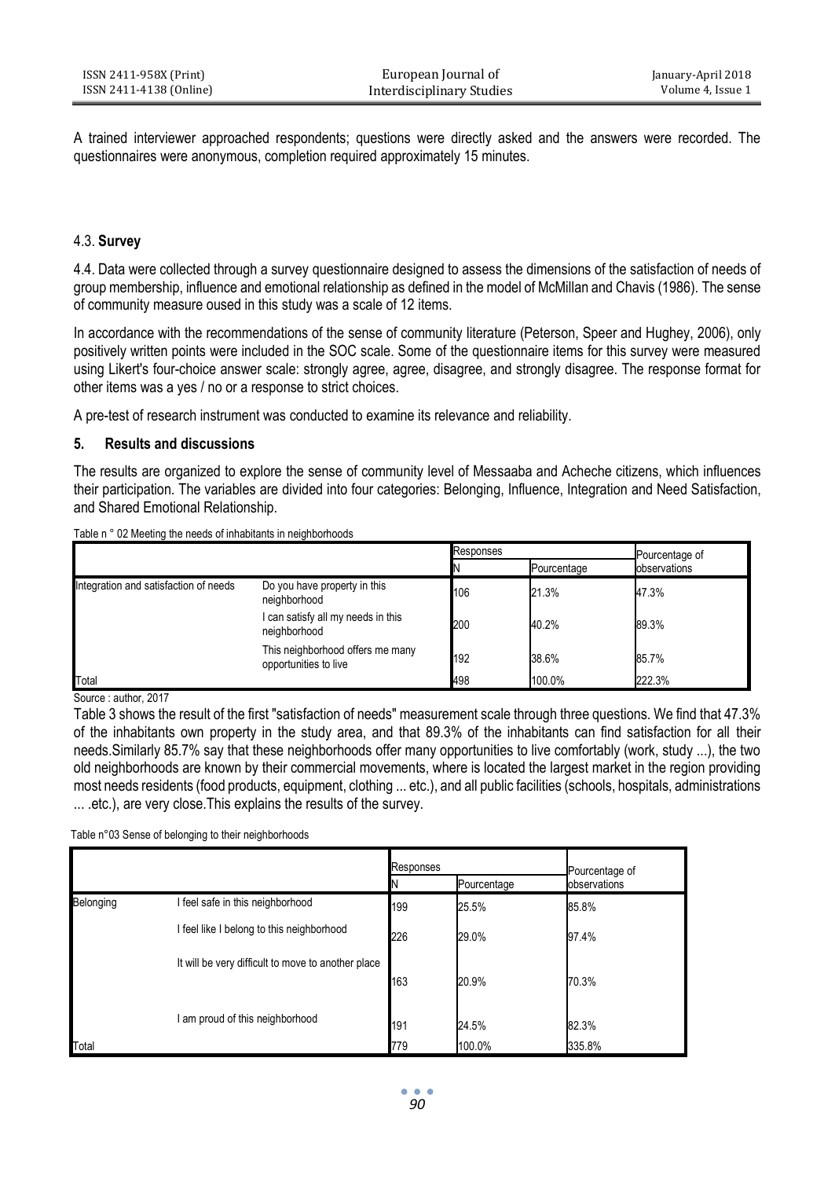A trained interviewer approached respondents; questions were directly asked and the answers were recorded. The questionnaires were anonymous, completion required approximately 15 minutes.

### 4.3. **Survey**

4.4. Data were collected through a survey questionnaire designed to assess the dimensions of the satisfaction of needs of group membership, influence and emotional relationship as defined in the model of McMillan and Chavis (1986). The sense of community measure oused in this study was a scale of 12 items.

In accordance with the recommendations of the sense of community literature (Peterson, Speer and Hughey, 2006), only positively written points were included in the SOC scale. Some of the questionnaire items for this survey were measured using Likert's four-choice answer scale: strongly agree, agree, disagree, and strongly disagree. The response format for other items was a yes / no or a response to strict choices.

A pre-test of research instrument was conducted to examine its relevance and reliability.

## 5. Results and discussions

The results are organized to explore the sense of community level of Messaaba and Acheche citizens, which influences their participation. The variables are divided into four categories: Belonging, Influence, Integration and Need Satisfaction, and Shared Emotional Relationship.

Table n ° 02 Meeting the needs of inhabitants in neighborhoods

| | | Responses | | Pourcentage of observations |
|---|---|---|---|---|
| | | N | Pourcentage | |
| Integration and satisfaction of needs | Do you have property in this neighborhood | 106 | 21.3% | 47.3% |
| | I can satisfy all my needs in this neighborhood | 200 | 40.2% | 89.3% |
| | This neighborhood offers me many opportunities to live | 192 | 38.6% | 85.7% |
| Total | | 498 | 100.0% | 222.3% |

Source : author, 2017

Table 3 shows the result of the first "satisfaction of needs" measurement scale through three questions. We find that 47.3% of the inhabitants own property in the study area, and that 89.3% of the inhabitants can find satisfaction for all their needs.Similarly 85.7% say that these neighborhoods offer many opportunities to live comfortably (work, study ...), the two old neighborhoods are known by their commercial movements, where is located the largest market in the region providing most needs residents (food products, equipment, clothing ... etc.), and all public facilities (schools, hospitals, administrations ... .etc.), are very close.This explains the results of the survey.

Table n°03 Sense of belonging to their neighborhoods

| | | Responses | | Pourcentage of observations |
|---|---|---|---|---|
| | | N | Pourcentage | |
| Belonging | I feel safe in this neighborhood | 199 | 25.5% | 85.8% |
| | I feel like I belong to this neighborhood | 226 | 29.0% | 97.4% |
| | It will be very difficult to move to another place | 163 | 20.9% | 70.3% |
| | I am proud of this neighborhood | 191 | 24.5% | 82.3% |
| Total | | 779 | 100.0% | 335.8% |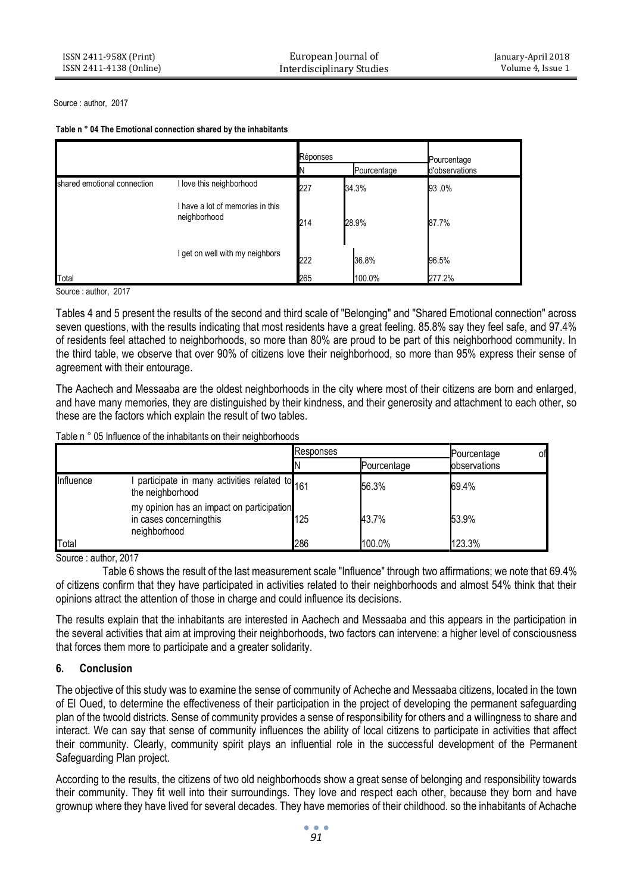Source : author, 2017

**Table n ° 04 The Emotional connection shared by the inhabitants**

| | | Réponses | | Pourcentage d'observations |
|---|---|---|---|---|
| | | N | Pourcentage | |
| shared emotional connection | I love this neighborhood | 227 | 34.3% | 93 .0% |
| | I have a lot of memories in this neighborhood | 214 | 28.9% | 87.7% |
| | I get on well with my neighbors | 222 | 36.8% | 96.5% |
| Total | | 265 | 100.0% | 277.2% |

Source : author, 2017

Tables 4 and 5 present the results of the second and third scale of "Belonging" and "Shared Emotional connection" across seven questions, with the results indicating that most residents have a great feeling. 85.8% say they feel safe, and 97.4% of residents feel attached to neighborhoods, so more than 80% are proud to be part of this neighborhood community. In the third table, we observe that over 90% of citizens love their neighborhood, so more than 95% express their sense of agreement with their entourage.

The Aachech and Messaaba are the oldest neighborhoods in the city where most of their citizens are born and enlarged, and have many memories, they are distinguished by their kindness, and their generosity and attachment to each other, so these are the factors which explain the result of two tables.

Table n ° 05 Influence of the inhabitants on their neighborhoods

| | | Responses | | Pourcentage of observations |
|---|---|---|---|---|
| | | N | Pourcentage | |
| Influence | I participate in many activities related to the neighborhood | 161 | 56.3% | 69.4% |
| | my opinion has an impact on participation in cases concerningthis neighborhood | 125 | 43.7% | 53.9% |
| Total | | 286 | 100.0% | 123.3% |

Source : author, 2017

Table 6 shows the result of the last measurement scale "Influence" through two affirmations; we note that 69.4% of citizens confirm that they have participated in activities related to their neighborhoods and almost 54% think that their opinions attract the attention of those in charge and could influence its decisions.

The results explain that the inhabitants are interested in Aachech and Messaaba and this appears in the participation in the several activities that aim at improving their neighborhoods, two factors can intervene: a higher level of consciousness that forces them more to participate and a greater solidarity.

## 6. Conclusion

The objective of this study was to examine the sense of community of Acheche and Messaaba citizens, located in the town of El Oued, to determine the effectiveness of their participation in the project of developing the permanent safeguarding plan of the twoold districts. Sense of community provides a sense of responsibility for others and a willingness to share and interact. We can say that sense of community influences the ability of local citizens to participate in activities that affect their community. Clearly, community spirit plays an influential role in the successful development of the Permanent Safeguarding Plan project.

According to the results, the citizens of two old neighborhoods show a great sense of belonging and responsibility towards their community. They fit well into their surroundings. They love and respect each other, because they born and have grownup where they have lived for several decades. They have memories of their childhood. so the inhabitants of Achache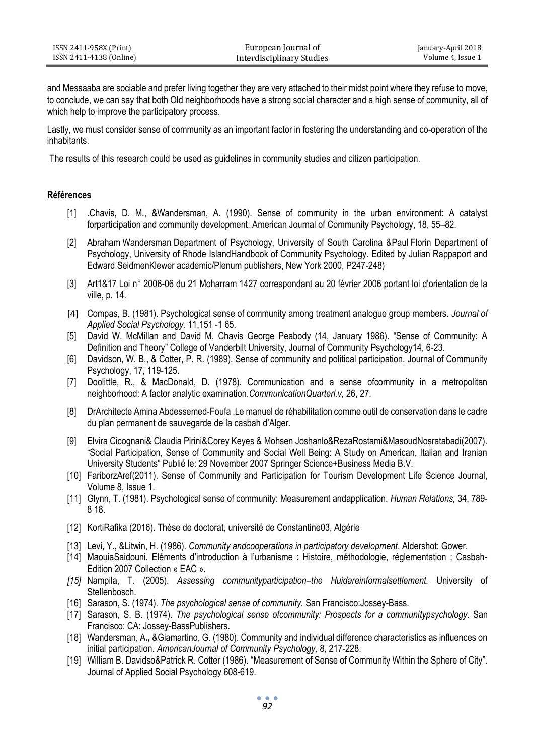and Messaaba are sociable and prefer living together they are very attached to their midst point where they refuse to move, to conclude, we can say that both Old neighborhoods have a strong social character and a high sense of community, all of which help to improve the participatory process.

Lastly, we must consider sense of community as an important factor in fostering the understanding and co-operation of the inhabitants.

The results of this research could be used as guidelines in community studies and citizen participation.

## Références

[1] .Chavis, D. M., &Wandersman, A. (1990). Sense of community in the urban environment: A catalyst forparticipation and community development. American Journal of Community Psychology, 18, 55–82.

[2] Abraham Wandersman Department of Psychology, University of South Carolina &Paul Florin Department of Psychology, University of Rhode IslandHandbook of Community Psychology. Edited by Julian Rappaport and Edward SeidmenKlewer academic/Plenum publishers, New York 2000, P247-248)

[3] Art1&17 Loi n° 2006-06 du 21 Moharram 1427 correspondant au 20 février 2006 portant loi d'orientation de la ville, p. 14.

[4] Compas, B. (1981). Psychological sense of community among treatment analogue group members. *Journal of Applied Social Psychology,* 11,151 -1 65.

[5] David W. McMillan and David M. Chavis George Peabody (14, January 1986). "Sense of Community: A Definition and Theory" College of Vanderbilt University, Journal of Community Psychology14, 6-23.

[6] Davidson, W. B., & Cotter, P. R. (1989). Sense of community and political participation. Journal of Community Psychology, 17, 119-125.

[7] Doolittle, R., & MacDonald, D. (1978). Communication and a sense ofcommunity in a metropolitan neighborhood: A factor analytic examination.*CommunicationQuarterl.v,* 26, 27.

[8] DrArchitecte Amina Abdessemed-Foufa .Le manuel de réhabilitation comme outil de conservation dans le cadre du plan permanent de sauvegarde de la casbah d'Alger.

[9] Elvira Cicognani& Claudia Pirini&Corey Keyes & Mohsen Joshanlo&RezaRostami&MasoudNosratabadi(2007). "Social Participation, Sense of Community and Social Well Being: A Study on American, Italian and Iranian University Students" Publié le: 29 November 2007 Springer Science+Business Media B.V.

[10] FariborzAref(2011). Sense of Community and Participation for Tourism Development Life Science Journal, Volume 8, Issue 1.

[11] Glynn, T. (1981). Psychological sense of community: Measurement andapplication. *Human Relations,* 34, 789-8 18.

[12] KortiRafika (2016). Thèse de doctorat, université de Constantine03, Algérie

[13] Levi, Y., &Litwin, H. (1986). *Community andcooperations in participatory development*. Aldershot: Gower.

[14] MaouiaSaidouni. Eléments d'introduction à l'urbanisme : Histoire, méthodologie, réglementation ; Casbah-Edition 2007 Collection « EAC ».

*[15]* Nampila, T. (2005). *Assessing communityparticipation–the Huidareinformalsettlement.* University of Stellenbosch.

[16] Sarason, S. (1974). *The psychological sense of community.* San Francisco:Jossey-Bass.

[17] Sarason, S. B. (1974). *The psychological sense ofcommunity: Prospects for a communitypsychology*. San Francisco: CA: Jossey-BassPublishers.

[18] Wandersman, A**.,** &Giamartino, G. (1980). Community and individual difference characteristics as influences on initial participation. *AmericanJournal of Community Psychology,* 8, 217-228.

[19] William B. Davidso&Patrick R. Cotter (1986). "Measurement of Sense of Community Within the Sphere of City". Journal of Applied Social Psychology 608-619.